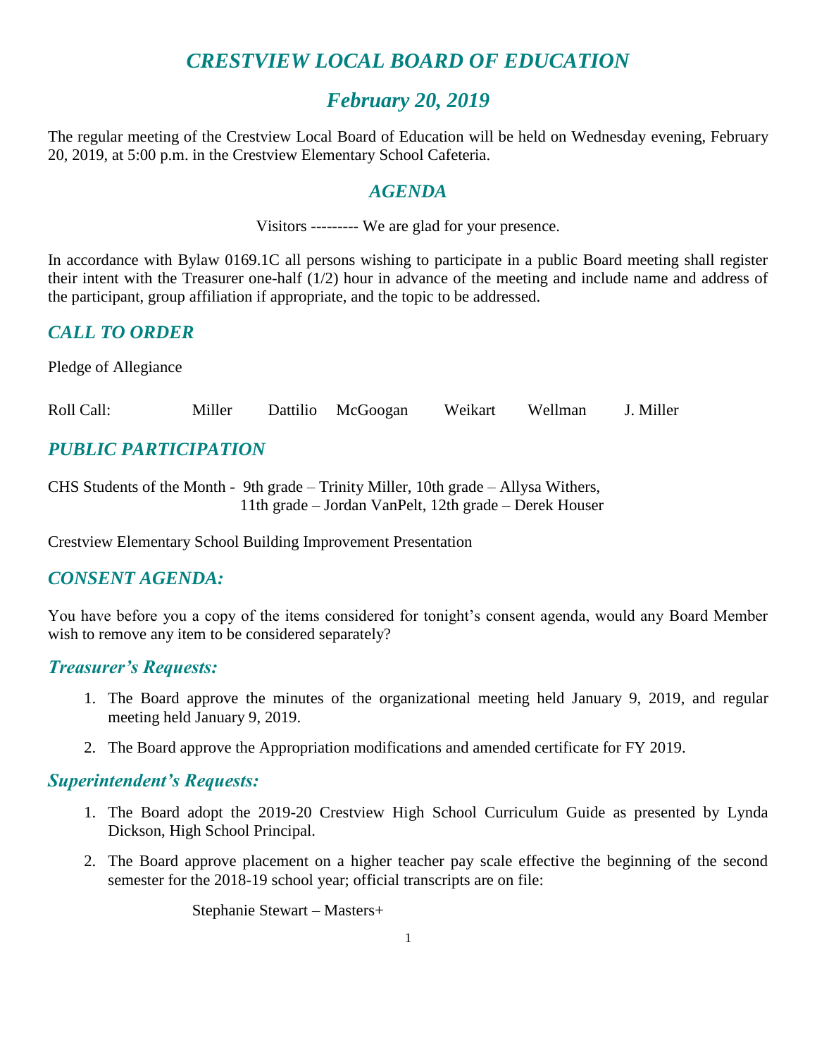# *CRESTVIEW LOCAL BOARD OF EDUCATION*

## *February 20, 2019*

The regular meeting of the Crestview Local Board of Education will be held on Wednesday evening, February 20, 2019, at 5:00 p.m. in the Crestview Elementary School Cafeteria.

### *AGENDA*

Visitors --------- We are glad for your presence.

In accordance with Bylaw 0169.1C all persons wishing to participate in a public Board meeting shall register their intent with the Treasurer one-half (1/2) hour in advance of the meeting and include name and address of the participant, group affiliation if appropriate, and the topic to be addressed.

### *CALL TO ORDER*

Pledge of Allegiance

Roll Call: Miller Dattilio McGoogan Weikart Wellman J. Miller

### *PUBLIC PARTICIPATION*

CHS Students of the Month - 9th grade – Trinity Miller, 10th grade – Allysa Withers,
11th grade – Jordan VanPelt, 12th grade – Derek Houser

Crestview Elementary School Building Improvement Presentation

### *CONSENT AGENDA:*

You have before you a copy of the items considered for tonight's consent agenda, would any Board Member wish to remove any item to be considered separately?

### *Treasurer's Requests:*

1. The Board approve the minutes of the organizational meeting held January 9, 2019, and regular meeting held January 9, 2019.
2. The Board approve the Appropriation modifications and amended certificate for FY 2019.

### *Superintendent's Requests:*

1. The Board adopt the 2019-20 Crestview High School Curriculum Guide as presented by Lynda Dickson, High School Principal.
2. The Board approve placement on a higher teacher pay scale effective the beginning of the second semester for the 2018-19 school year; official transcripts are on file:

   Stephanie Stewart – Masters+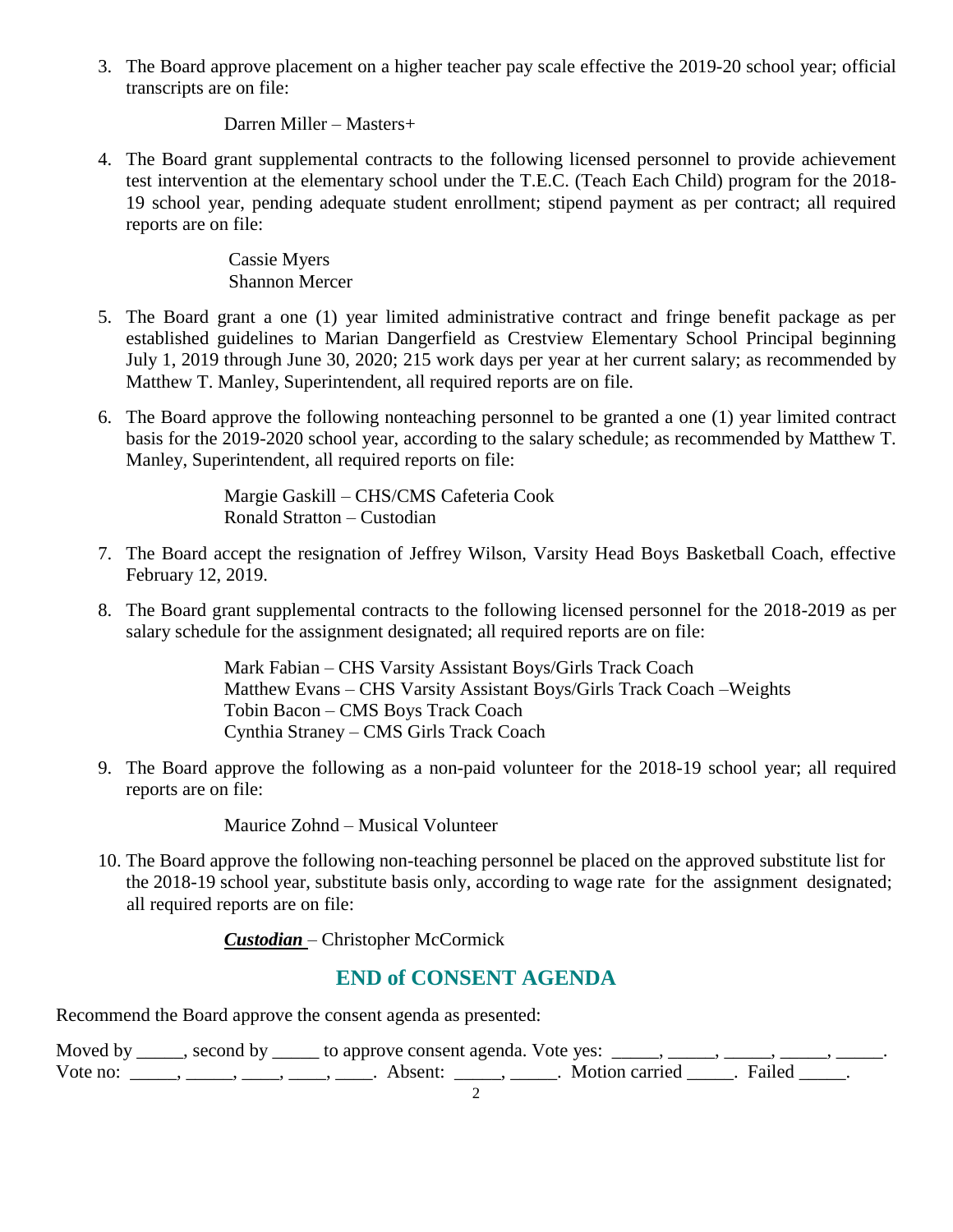3. The Board approve placement on a higher teacher pay scale effective the 2019-20 school year; official transcripts are on file:

   Darren Miller – Masters+

4. The Board grant supplemental contracts to the following licensed personnel to provide achievement test intervention at the elementary school under the T.E.C. (Teach Each Child) program for the 2018-19 school year, pending adequate student enrollment; stipend payment as per contract; all required reports are on file:

   Cassie Myers
   Shannon Mercer

5. The Board grant a one (1) year limited administrative contract and fringe benefit package as per established guidelines to Marian Dangerfield as Crestview Elementary School Principal beginning July 1, 2019 through June 30, 2020; 215 work days per year at her current salary; as recommended by Matthew T. Manley, Superintendent, all required reports are on file.

6. The Board approve the following nonteaching personnel to be granted a one (1) year limited contract basis for the 2019-2020 school year, according to the salary schedule; as recommended by Matthew T. Manley, Superintendent, all required reports on file:

   Margie Gaskill – CHS/CMS Cafeteria Cook
   Ronald Stratton – Custodian

7. The Board accept the resignation of Jeffrey Wilson, Varsity Head Boys Basketball Coach, effective February 12, 2019.

8. The Board grant supplemental contracts to the following licensed personnel for the 2018-2019 as per salary schedule for the assignment designated; all required reports are on file:

   Mark Fabian – CHS Varsity Assistant Boys/Girls Track Coach
   Matthew Evans – CHS Varsity Assistant Boys/Girls Track Coach –Weights
   Tobin Bacon – CMS Boys Track Coach
   Cynthia Straney – CMS Girls Track Coach

9. The Board approve the following as a non-paid volunteer for the 2018-19 school year; all required reports are on file:

   Maurice Zohnd – Musical Volunteer

10. The Board approve the following non-teaching personnel be placed on the approved substitute list for the 2018-19 school year, substitute basis only, according to wage rate for the assignment designated; all required reports are on file:

    ***Custodian*** – Christopher McCormick

## END of CONSENT AGENDA

Recommend the Board approve the consent agenda as presented:

Moved by _____, second by _____ to approve consent agenda. Vote yes: _____, _____, _____, _____, _____.
Vote no: _____, _____, ____, ____, ____. Absent: _____, _____. Motion carried _____. Failed _____.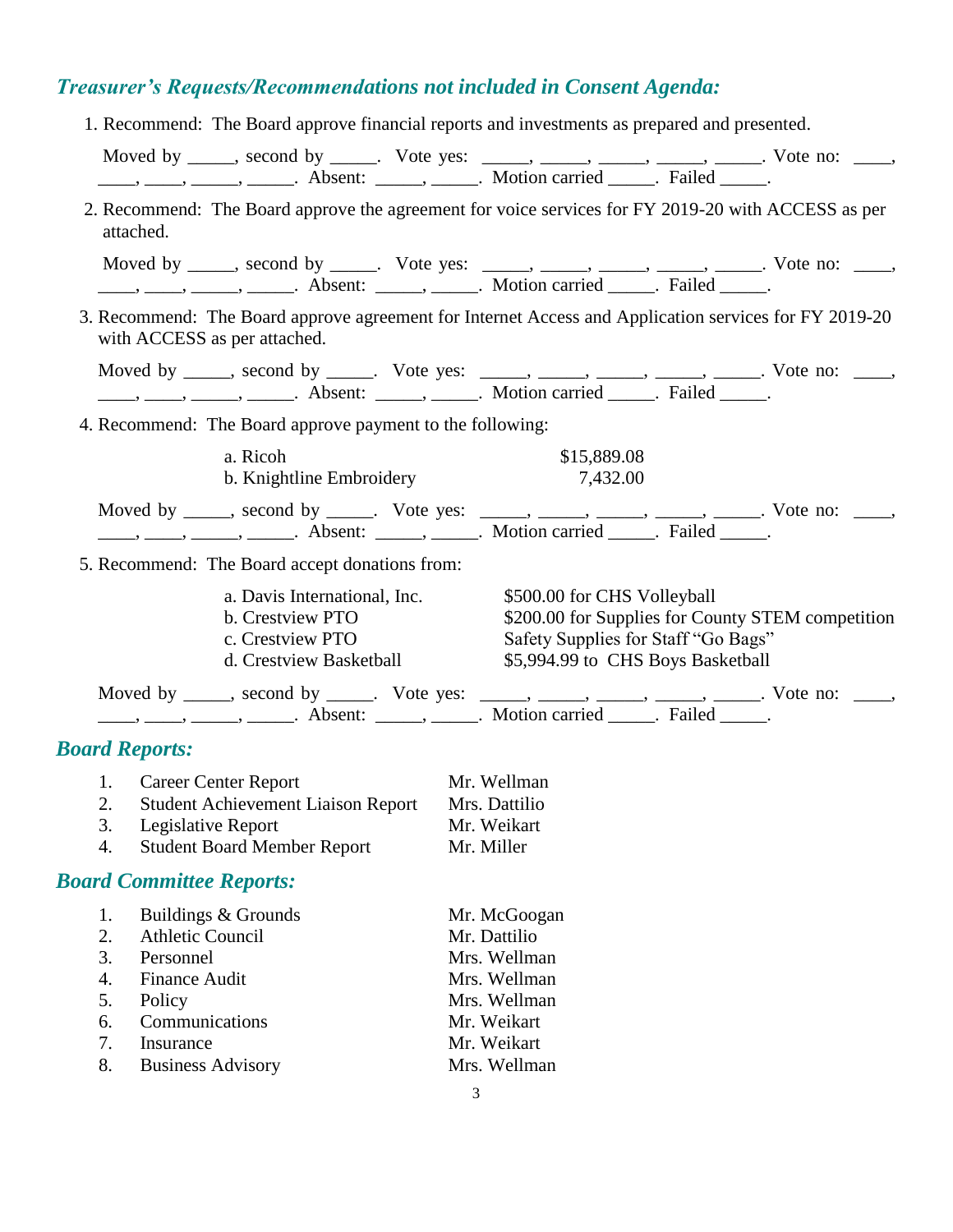## *Treasurer's Requests/Recommendations not included in Consent Agenda:*

1. Recommend: The Board approve financial reports and investments as prepared and presented.

   Moved by _____, second by _____. Vote yes: _____, _____, _____, _____, _____. Vote no: ____, ____, ____, _____, _____. Absent: _____, _____. Motion carried _____. Failed _____.

2. Recommend: The Board approve the agreement for voice services for FY 2019-20 with ACCESS as per attached.

   Moved by _____, second by _____. Vote yes: _____, _____, _____, _____, _____. Vote no: ____, ____, ____, _____, _____. Absent: _____, _____. Motion carried _____. Failed _____.

3. Recommend: The Board approve agreement for Internet Access and Application services for FY 2019-20 with ACCESS as per attached.

   Moved by _____, second by _____. Vote yes: _____, _____, _____, _____, _____. Vote no: ____, ____, ____, _____, _____. Absent: _____, _____. Motion carried _____. Failed _____.

4. Recommend: The Board approve payment to the following:

   | | |
   |---|---|
   | a. Ricoh | $15,889.08 |
   | b. Knightline Embroidery | 7,432.00 |

   Moved by _____, second by _____. Vote yes: _____, _____, _____, _____, _____. Vote no: ____, ____, ____, _____, _____. Absent: _____, _____. Motion carried _____. Failed _____.

5. Recommend: The Board accept donations from:

   | | |
   |---|---|
   | a. Davis International, Inc. | $500.00 for CHS Volleyball |
   | b. Crestview PTO | $200.00 for Supplies for County STEM competition |
   | c. Crestview PTO | Safety Supplies for Staff "Go Bags" |
   | d. Crestview Basketball | $5,994.99 to CHS Boys Basketball |

   Moved by _____, second by _____. Vote yes: _____, _____, _____, _____, _____. Vote no: ____, ____, ____, _____, _____. Absent: _____, _____. Motion carried _____. Failed _____.

## *Board Reports:*

| | | |
|---|---|---|
| 1. | Career Center Report | Mr. Wellman |
| 2. | Student Achievement Liaison Report | Mrs. Dattilio |
| 3. | Legislative Report | Mr. Weikart |
| 4. | Student Board Member Report | Mr. Miller |

## *Board Committee Reports:*

| | | |
|---|---|---|
| 1. | Buildings & Grounds | Mr. McGoogan |
| 2. | Athletic Council | Mr. Dattilio |
| 3. | Personnel | Mrs. Wellman |
| 4. | Finance Audit | Mrs. Wellman |
| 5. | Policy | Mrs. Wellman |
| 6. | Communications | Mr. Weikart |
| 7. | Insurance | Mr. Weikart |
| 8. | Business Advisory | Mrs. Wellman |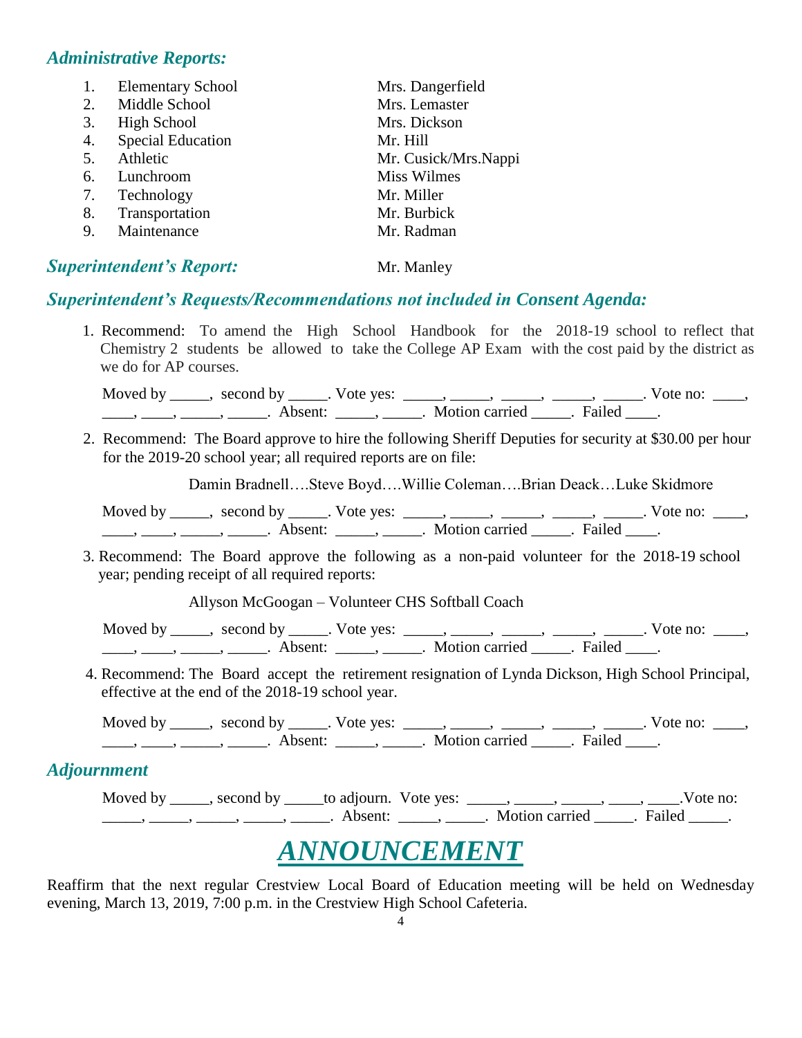## *Administrative Reports:*

| | | |
|---|---|---|
| 1. | Elementary School | Mrs. Dangerfield |
| 2. | Middle School | Mrs. Lemaster |
| 3. | High School | Mrs. Dickson |
| 4. | Special Education | Mr. Hill |
| 5. | Athletic | Mr. Cusick/Mrs.Nappi |
| 6. | Lunchroom | Miss Wilmes |
| 7. | Technology | Mr. Miller |
| 8. | Transportation | Mr. Burbick |
| 9. | Maintenance | Mr. Radman |

## *Superintendent's Report:* Mr. Manley

## *Superintendent's Requests/Recommendations not included in Consent Agenda:*

1. Recommend: To amend the High School Handbook for the 2018-19 school to reflect that Chemistry 2 students be allowed to take the College AP Exam with the cost paid by the district as we do for AP courses.

   Moved by _____, second by _____. Vote yes: _____, _____, _____, _____, _____. Vote no: ____, ____, ____, _____, _____. Absent: _____, _____. Motion carried _____. Failed ____.

2. Recommend: The Board approve to hire the following Sheriff Deputies for security at $30.00 per hour for the 2019-20 school year; all required reports are on file:

   Damin Bradnell….Steve Boyd….Willie Coleman….Brian Deack…Luke Skidmore

   Moved by _____, second by _____. Vote yes: _____, _____, _____, _____, _____. Vote no: ____, ____, ____, _____, _____. Absent: _____, _____. Motion carried _____. Failed ____.

3. Recommend: The Board approve the following as a non-paid volunteer for the 2018-19 school year; pending receipt of all required reports:

   Allyson McGoogan – Volunteer CHS Softball Coach

   Moved by _____, second by _____. Vote yes: _____, _____, _____, _____, _____. Vote no: ____, ____, ____, _____, _____. Absent: _____, _____. Motion carried _____. Failed ____.

4. Recommend: The Board accept the retirement resignation of Lynda Dickson, High School Principal, effective at the end of the 2018-19 school year.

   Moved by _____, second by _____. Vote yes: _____, _____, _____, _____, _____. Vote no: ____, ____, ____, _____, _____. Absent: _____, _____. Motion carried _____. Failed ____.

## *Adjournment*

Moved by _____, second by _____to adjourn. Vote yes: _____, _____, _____, ____, ____.Vote no: _____, _____, _____, _____, _____. Absent: _____, _____. Motion carried _____. Failed _____.

# ***ANNOUNCEMENT***

Reaffirm that the next regular Crestview Local Board of Education meeting will be held on Wednesday evening, March 13, 2019, 7:00 p.m. in the Crestview High School Cafeteria.